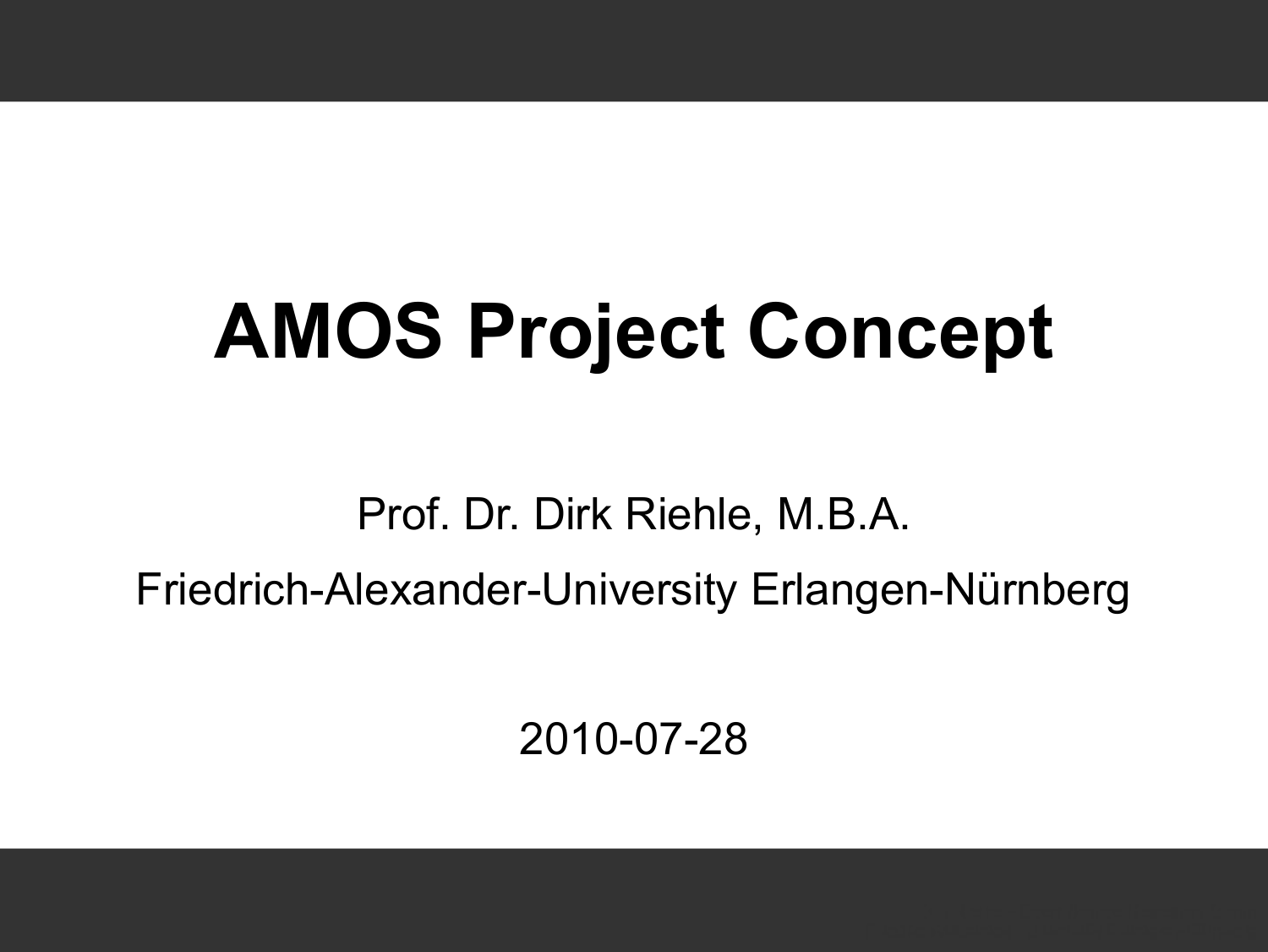# AMOS Project Concept

Prof. Dr. Dirk Riehle, M.B.A.

Friedrich-Alexander-University Erlangen-Nürnberg

2010-07-28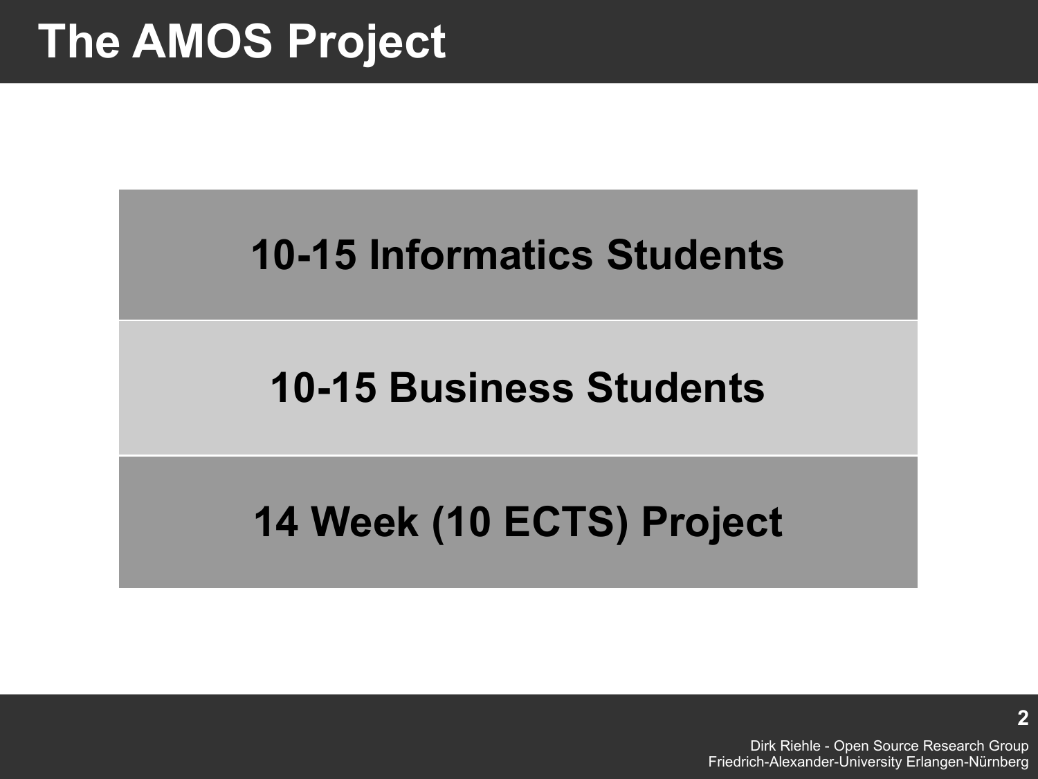# The AMOS Project

**10-15 Informatics Students**

**10-15 Business Students**

**14 Week (10 ECTS) Project**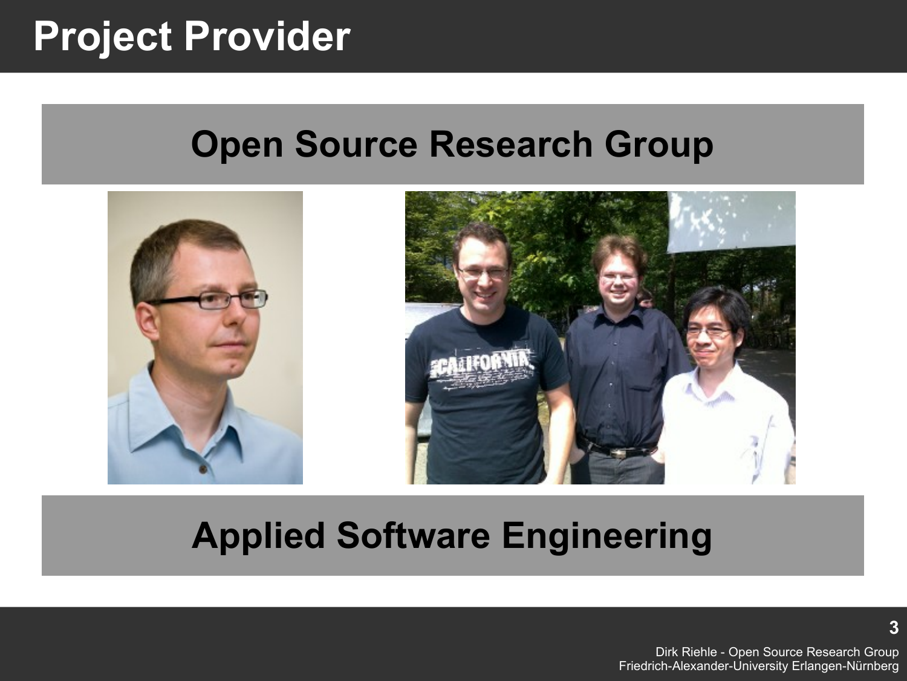# Project Provider

## Open Source Research Group

## Applied Software Engineering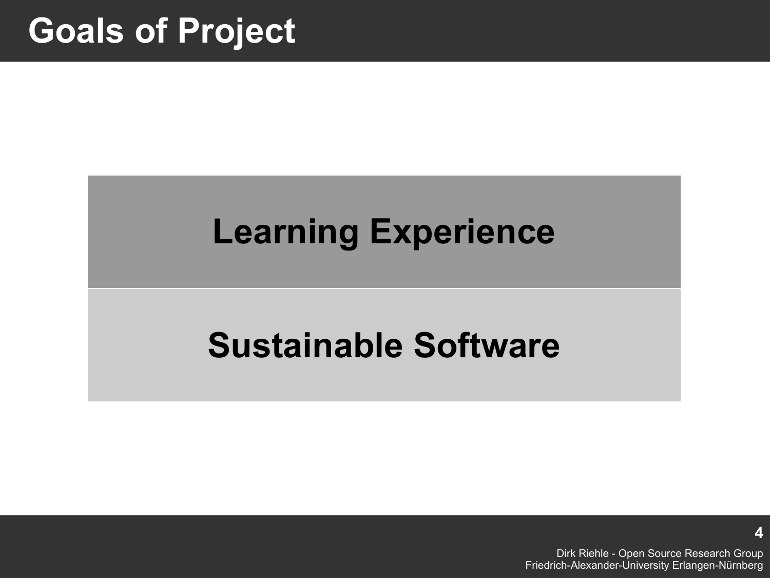# Goals of Project

**Learning Experience**

**Sustainable Software**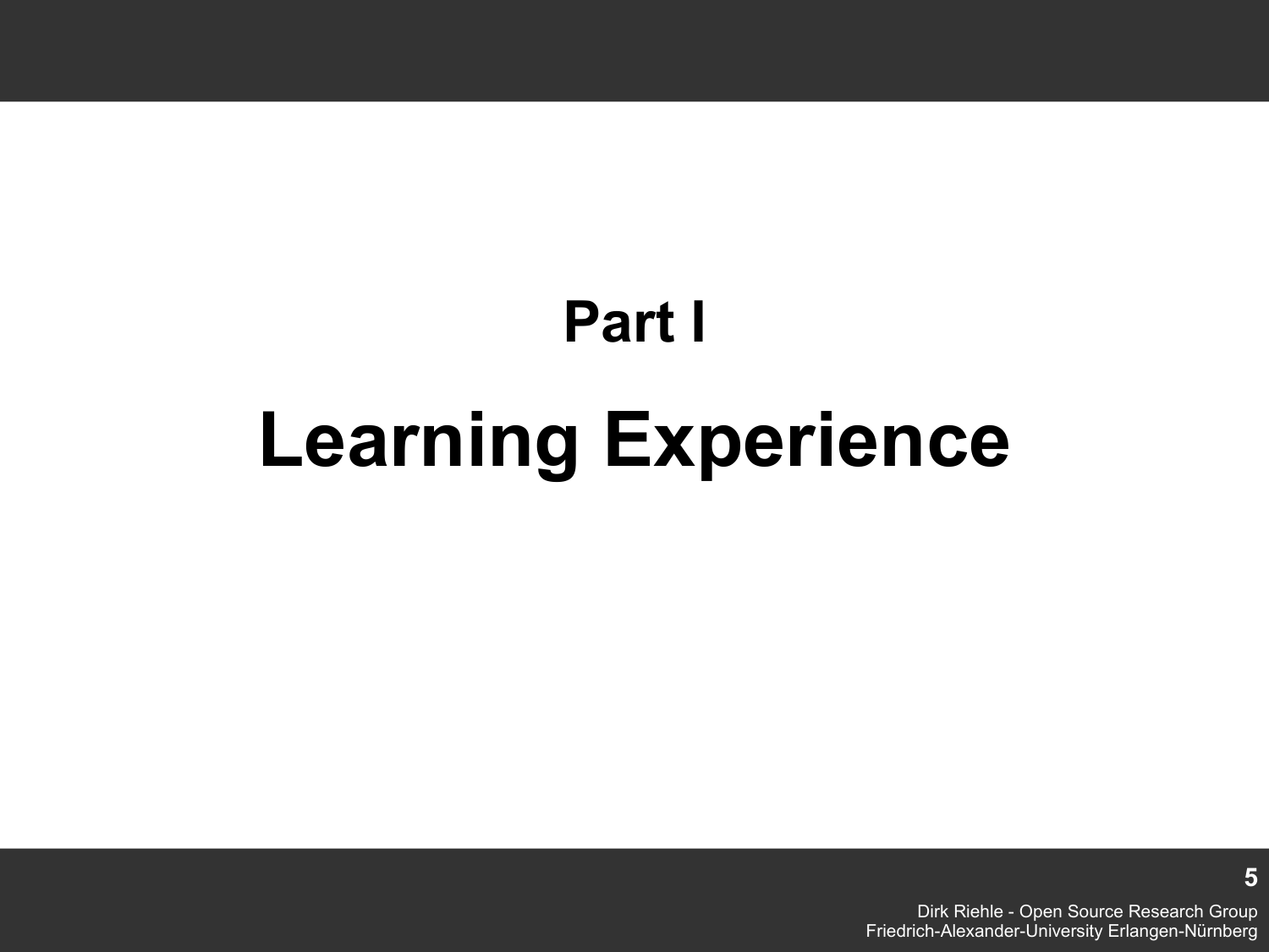# Part I

# Learning Experience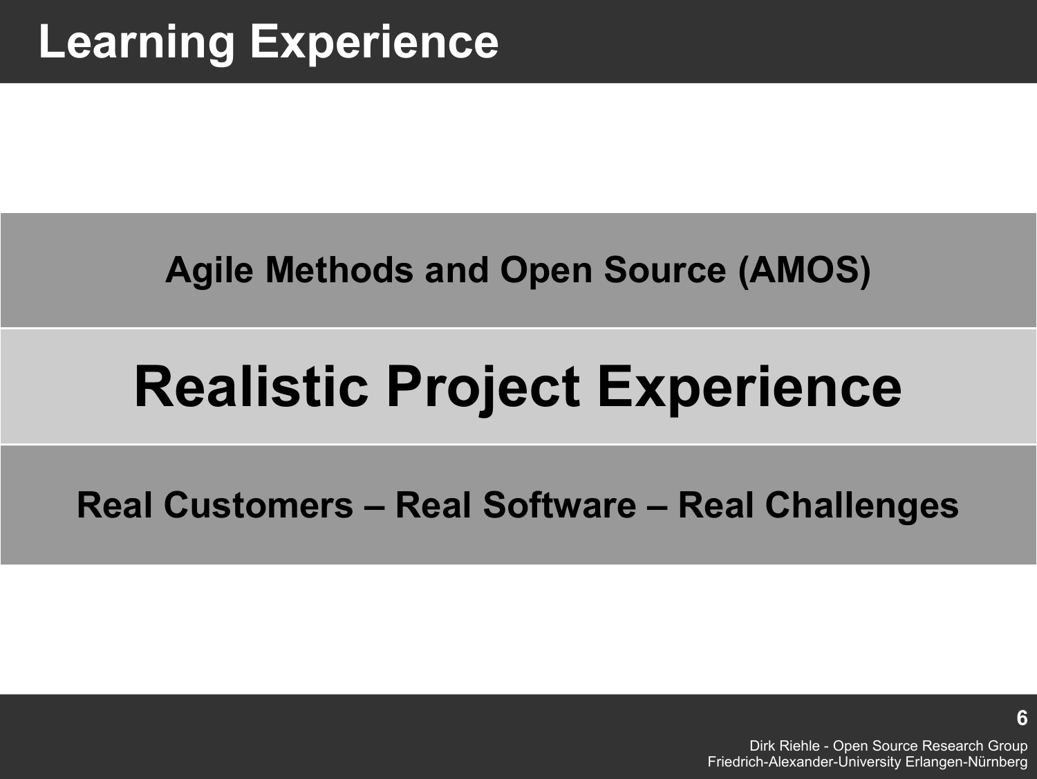# Learning Experience

**Agile Methods and Open Source (AMOS)**

## Realistic Project Experience

**Real Customers – Real Software – Real Challenges**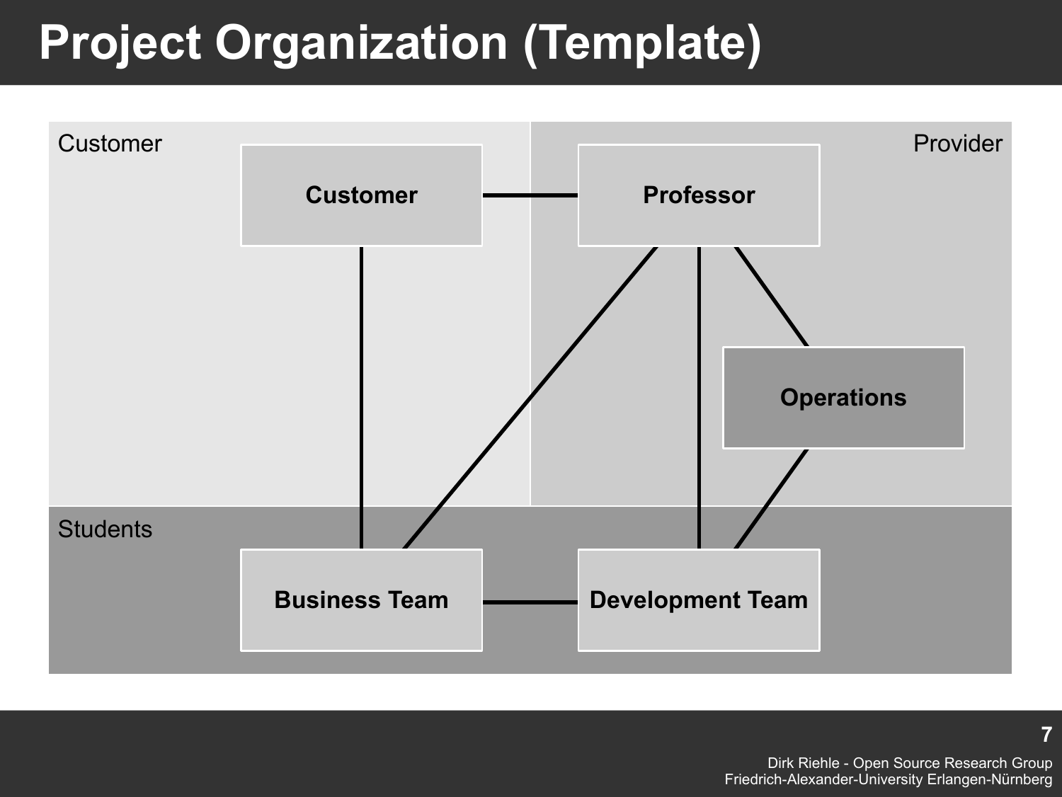# Project Organization (Template)

Customer

Provider

Customer

Professor

Operations

Students

Business Team

Development Team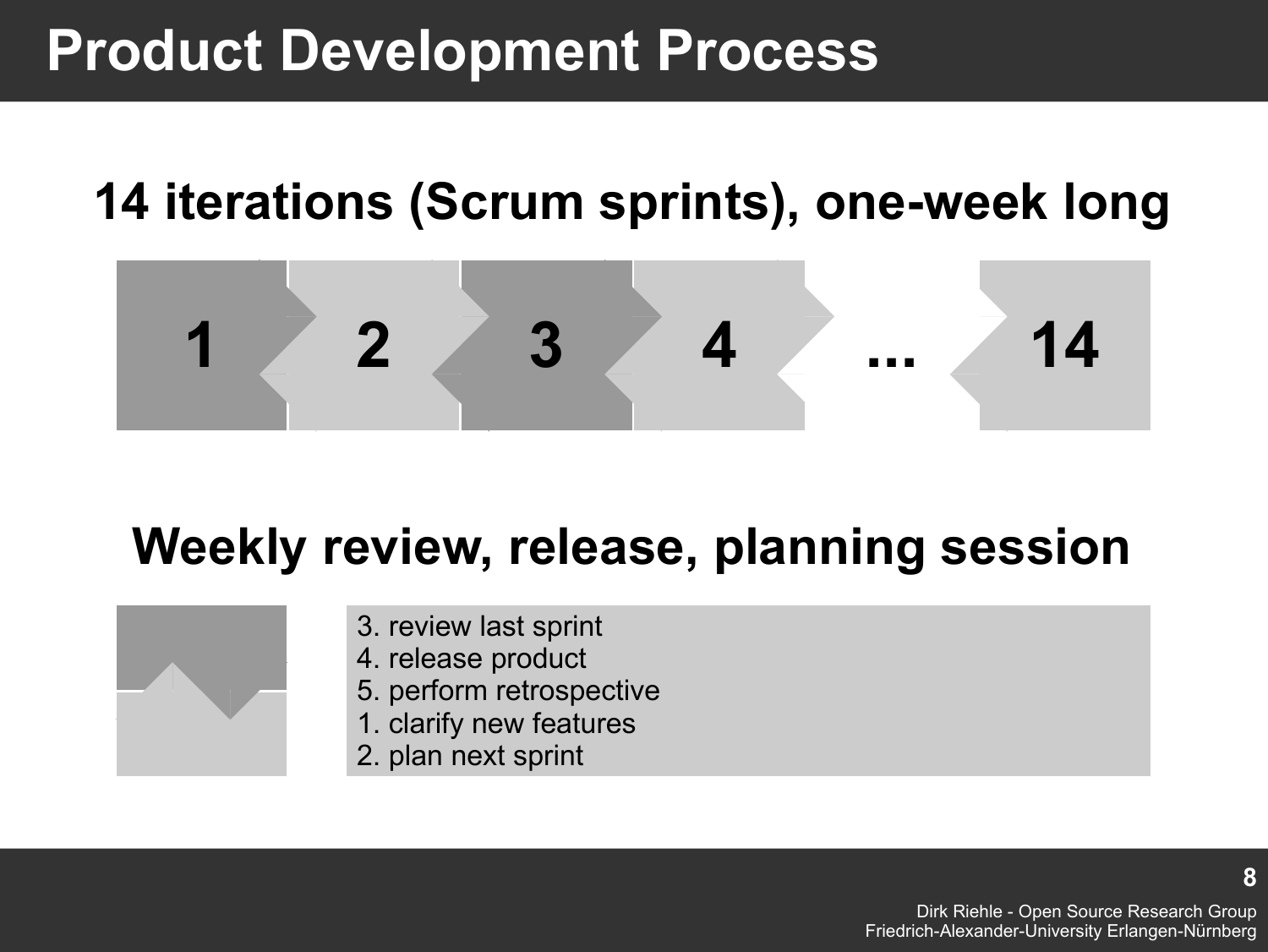# Product Development Process

## 14 iterations (Scrum sprints), one-week long

1 | 2 | 3 | 4 | ... | 14

## Weekly review, release, planning session

3. review last sprint
4. release product
5. perform retrospective
1. clarify new features
2. plan next sprint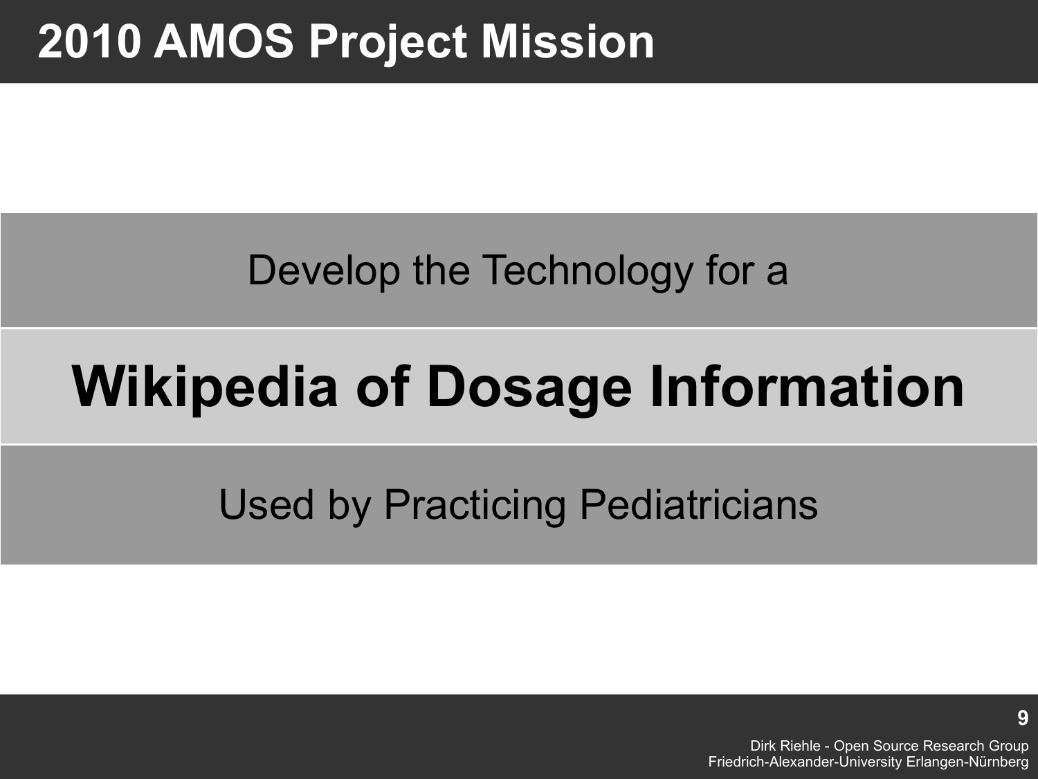# 2010 AMOS Project Mission

Develop the Technology for a

**Wikipedia of Dosage Information**

Used by Practicing Pediatricians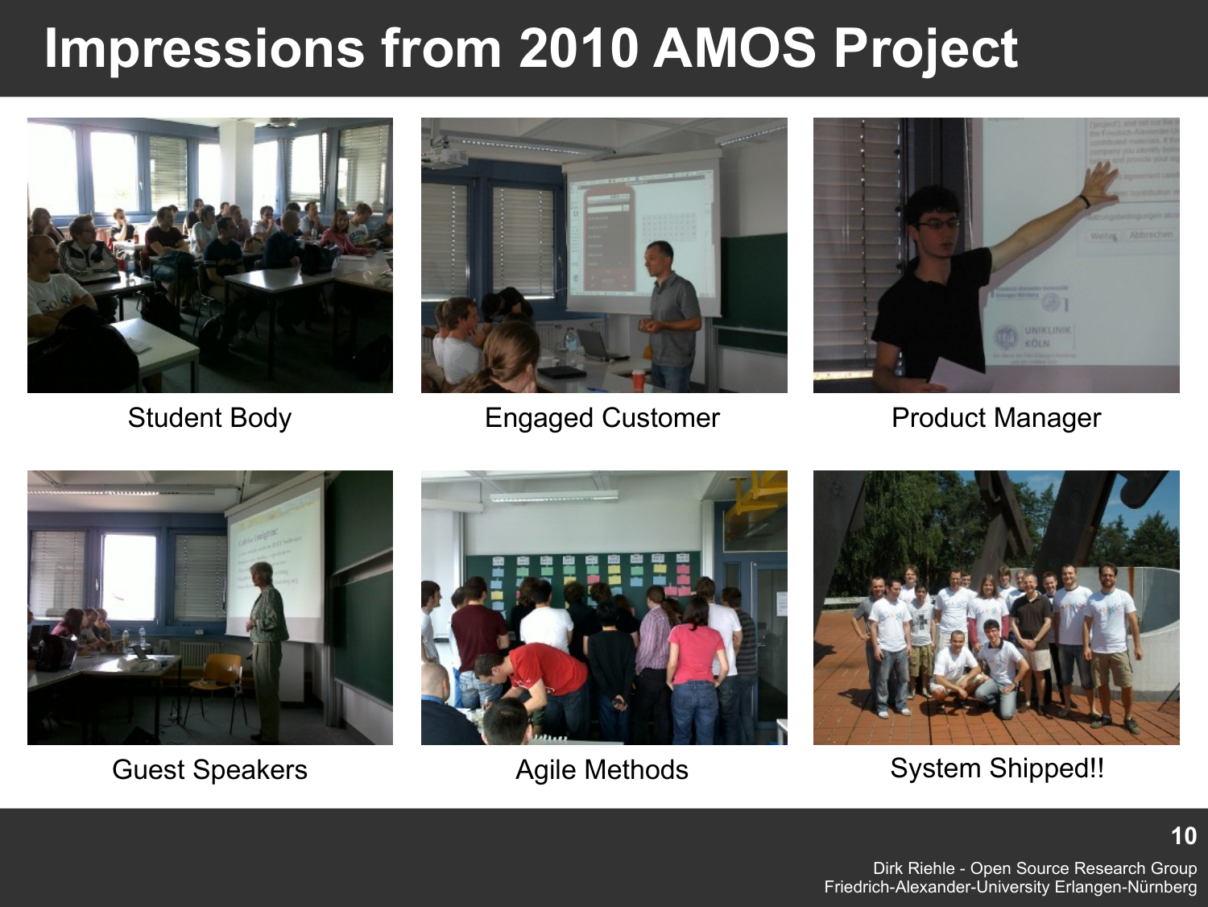# Impressions from 2010 AMOS Project

Student Body

Engaged Customer

Product Manager

Guest Speakers

Agile Methods

System Shipped!!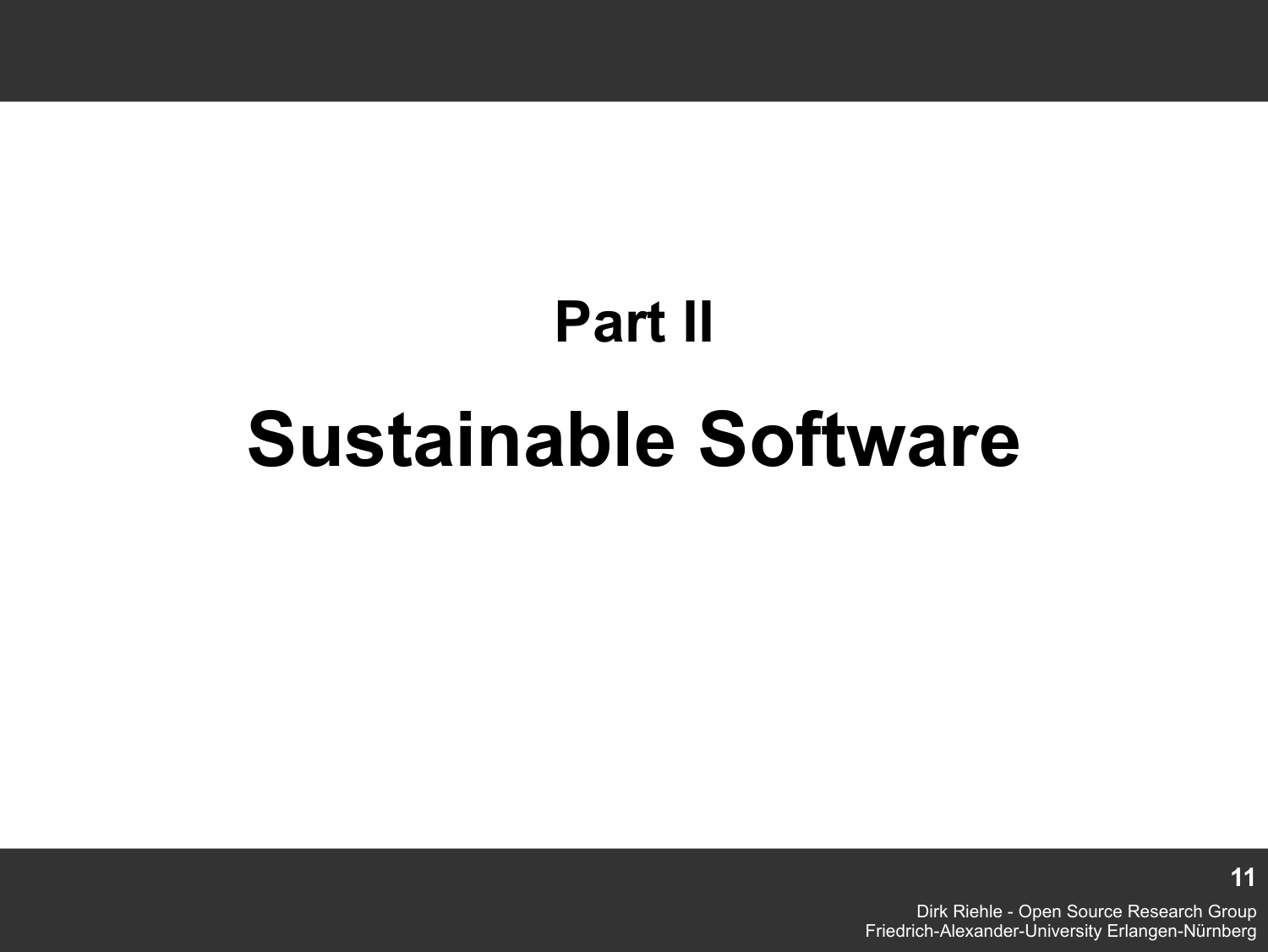# Part II

# Sustainable Software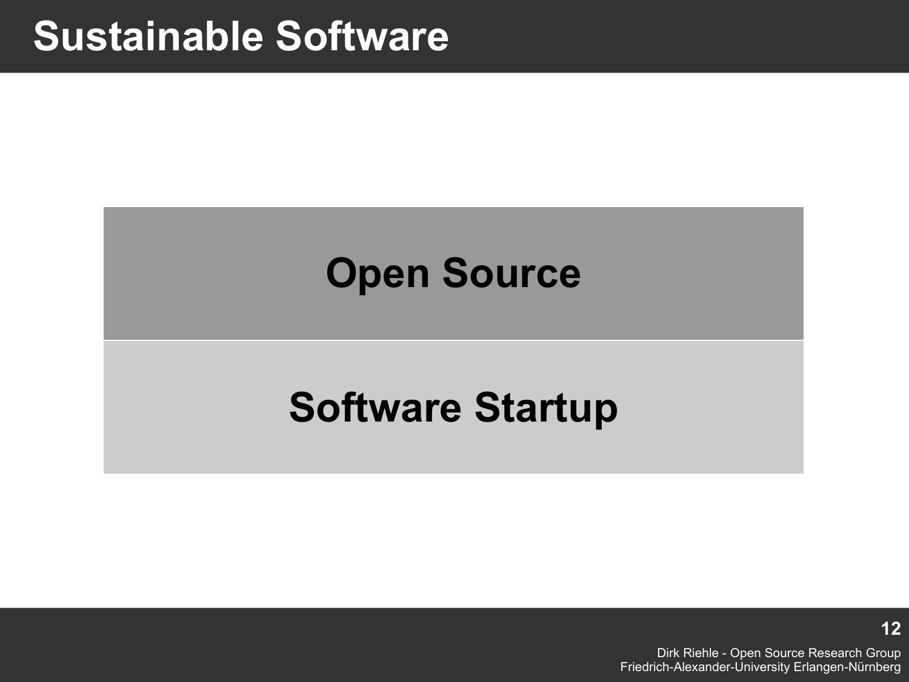# Sustainable Software

**Open Source**

**Software Startup**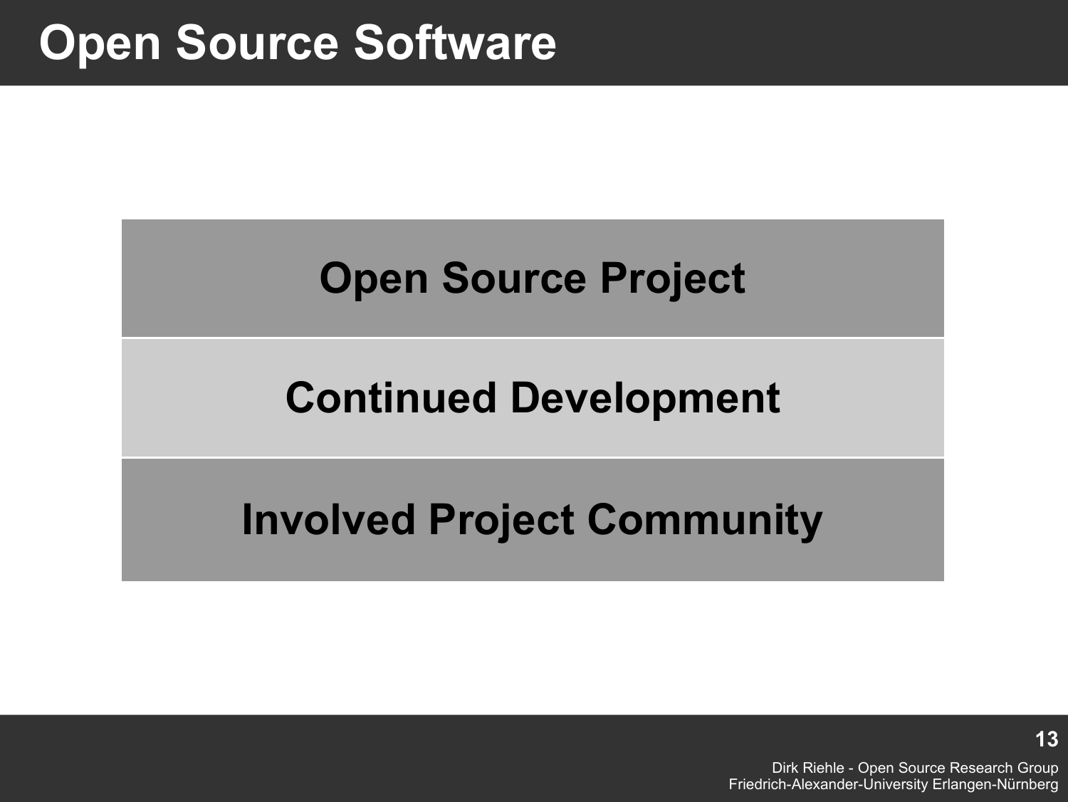# Open Source Software

**Open Source Project**

**Continued Development**

**Involved Project Community**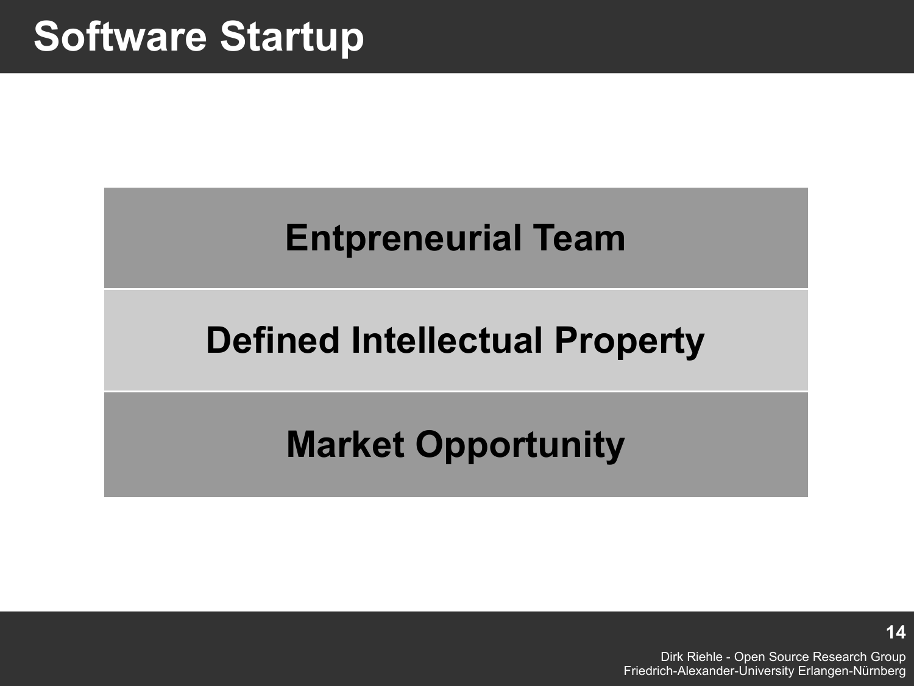# Software Startup

**Entpreneurial Team**

**Defined Intellectual Property**

**Market Opportunity**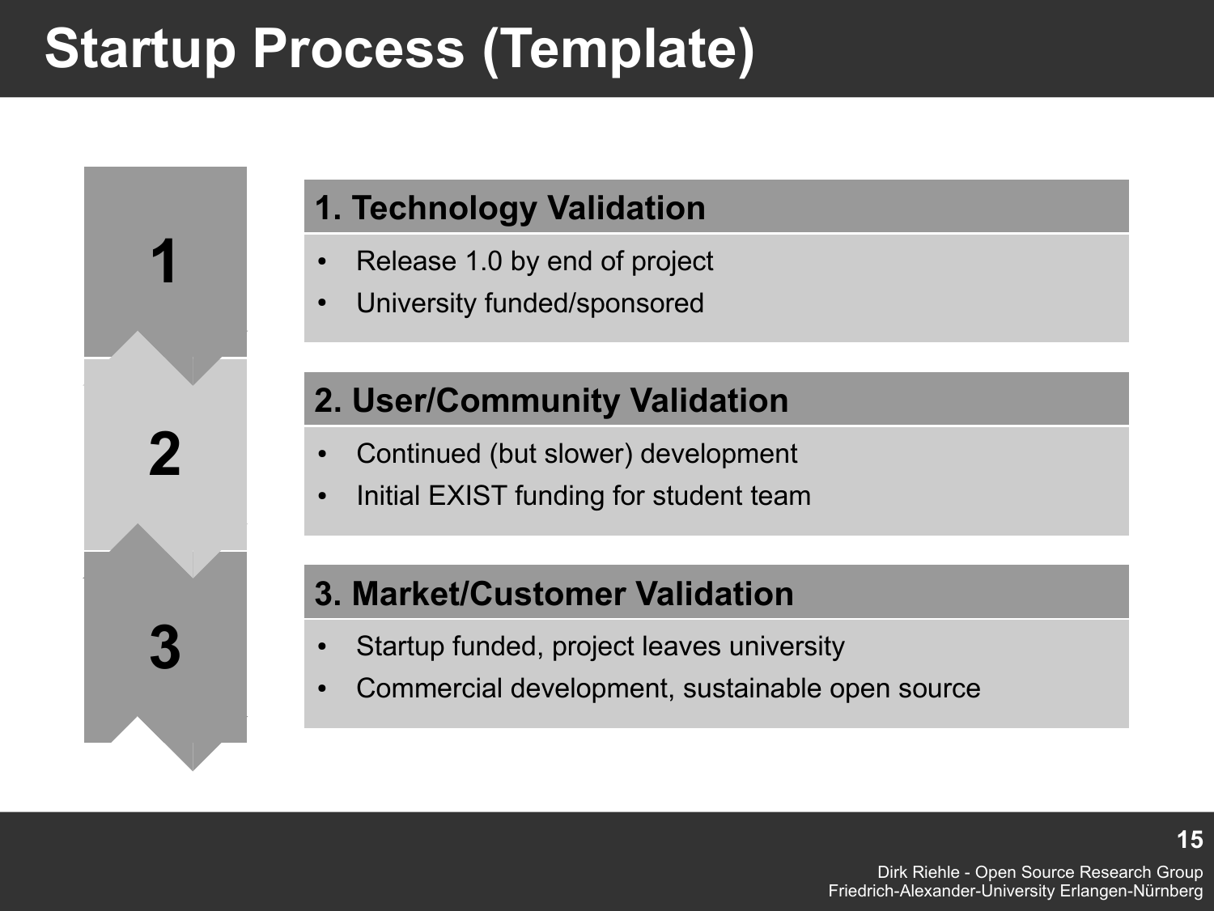# Startup Process (Template)

## 1. Technology Validation

- Release 1.0 by end of project
- University funded/sponsored

## 2. User/Community Validation

- Continued (but slower) development
- Initial EXIST funding for student team

## 3. Market/Customer Validation

- Startup funded, project leaves university
- Commercial development, sustainable open source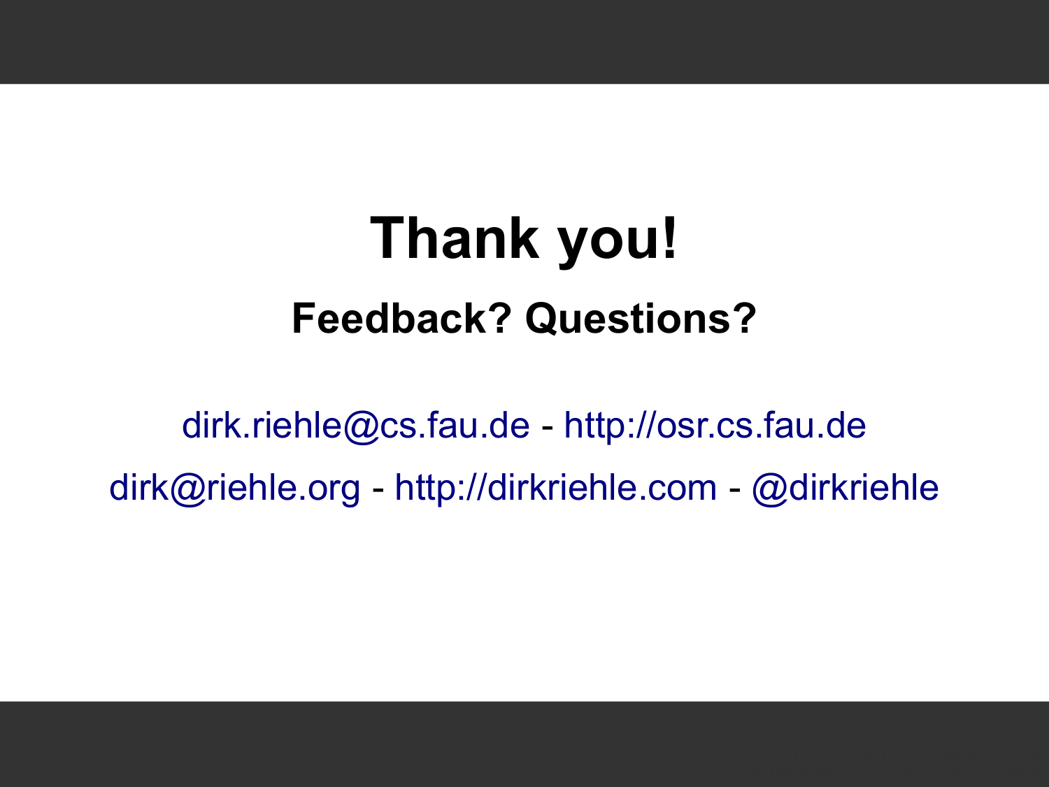# Thank you!

## Feedback? Questions?

dirk.riehle@cs.fau.de - http://osr.cs.fau.de

dirk@riehle.org - http://dirkriehle.com - @dirkriehle